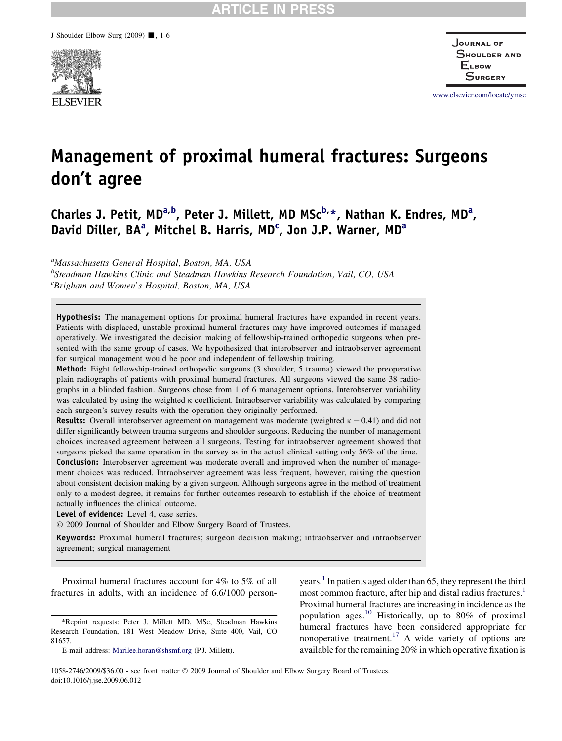# Management of proximal humeral fractures: Surgeons don't agree

**Charles J. Petit, MD[a,b], Peter J. Millett, MD MSc[b,*], Nathan K. Endres, MD[a], David Diller, BA[a], Mitchel B. Harris, MD[c], Jon J.P. Warner, MD[a]**

[a]*Massachusetts General Hospital, Boston, MA, USA*
[b]*Steadman Hawkins Clinic and Steadman Hawkins Research Foundation, Vail, CO, USA*
[c]*Brigham and Women's Hospital, Boston, MA, USA*

**Hypothesis:** The management options for proximal humeral fractures have expanded in recent years. Patients with displaced, unstable proximal humeral fractures may have improved outcomes if managed operatively. We investigated the decision making of fellowship-trained orthopedic surgeons when presented with the same group of cases. We hypothesized that interobserver and intraobserver agreement for surgical management would be poor and independent of fellowship training.

**Method:** Eight fellowship-trained orthopedic surgeons (3 shoulder, 5 trauma) viewed the preoperative plain radiographs of patients with proximal humeral fractures. All surgeons viewed the same 38 radiographs in a blinded fashion. Surgeons chose from 1 of 6 management options. Interobserver variability was calculated by using the weighted κ coefficient. Intraobserver variability was calculated by comparing each surgeon's survey results with the operation they originally performed.

**Results:** Overall interobserver agreement on management was moderate (weighted $\kappa = 0.41$) and did not differ significantly between trauma surgeons and shoulder surgeons. Reducing the number of management choices increased agreement between all surgeons. Testing for intraobserver agreement showed that surgeons picked the same operation in the survey as in the actual clinical setting only 56% of the time.

**Conclusion:** Interobserver agreement was moderate overall and improved when the number of management choices was reduced. Intraobserver agreement was less frequent, however, raising the question about consistent decision making by a given surgeon. Although surgeons agree in the method of treatment only to a modest degree, it remains for further outcomes research to establish if the choice of treatment actually influences the clinical outcome.

**Level of evidence:** Level 4, case series.

© 2009 Journal of Shoulder and Elbow Surgery Board of Trustees.

**Keywords:** Proximal humeral fractures; surgeon decision making; intraobserver and intraobserver agreement; surgical management

Proximal humeral fractures account for 4% to 5% of all fractures in adults, with an incidence of 6.6/1000 person-years.[1] In patients aged older than 65, they represent the third most common fracture, after hip and distal radius fractures.[1] Proximal humeral fractures are increasing in incidence as the population ages.[10] Historically, up to 80% of proximal humeral fractures have been considered appropriate for nonoperative treatment.[17] A wide variety of options are available for the remaining 20% in which operative fixation is

*Reprint requests: Peter J. Millett MD, MSc, Steadman Hawkins Research Foundation, 181 West Meadow Drive, Suite 400, Vail, CO 81657.

E-mail address: Marilee.horan@shsmf.org (P.J. Millett).

1058-2746/2009/$36.00 - see front matter © 2009 Journal of Shoulder and Elbow Surgery Board of Trustees.
doi:10.1016/j.jse.2009.06.012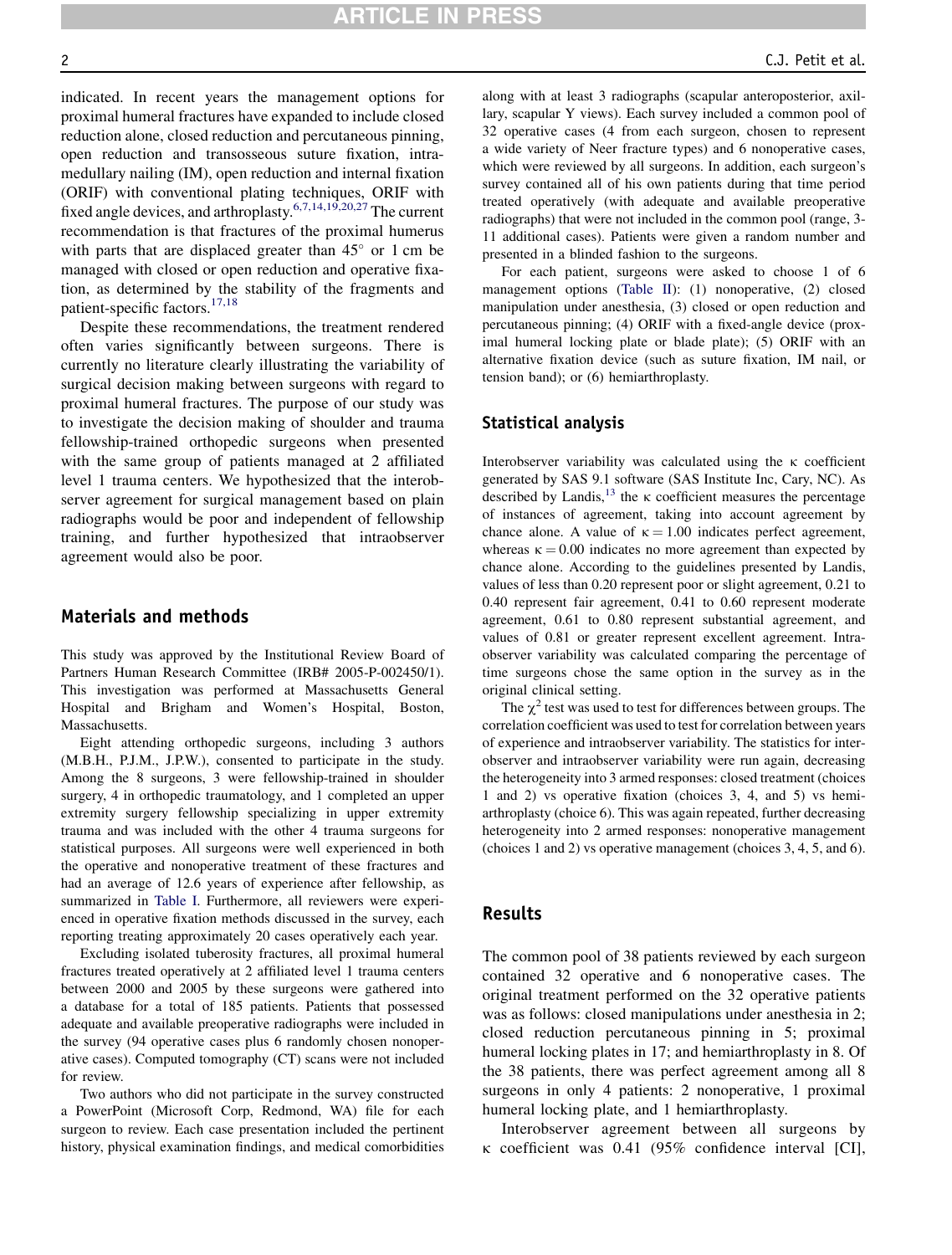indicated. In recent years the management options for proximal humeral fractures have expanded to include closed reduction alone, closed reduction and percutaneous pinning, open reduction and transosseous suture fixation, intramedullary nailing (IM), open reduction and internal fixation (ORIF) with conventional plating techniques, ORIF with fixed angle devices, and arthroplasty.[6,7,14,19,20,27] The current recommendation is that fractures of the proximal humerus with parts that are displaced greater than 45° or 1 cm be managed with closed or open reduction and operative fixation, as determined by the stability of the fragments and patient-specific factors.[17,18]

Despite these recommendations, the treatment rendered often varies significantly between surgeons. There is currently no literature clearly illustrating the variability of surgical decision making between surgeons with regard to proximal humeral fractures. The purpose of our study was to investigate the decision making of shoulder and trauma fellowship-trained orthopedic surgeons when presented with the same group of patients managed at 2 affiliated level 1 trauma centers. We hypothesized that the interobserver agreement for surgical management based on plain radiographs would be poor and independent of fellowship training, and further hypothesized that intraobserver agreement would also be poor.

## Materials and methods

This study was approved by the Institutional Review Board of Partners Human Research Committee (IRB# 2005-P-002450/1). This investigation was performed at Massachusetts General Hospital and Brigham and Women's Hospital, Boston, Massachusetts.

Eight attending orthopedic surgeons, including 3 authors (M.B.H., P.J.M., J.P.W.), consented to participate in the study. Among the 8 surgeons, 3 were fellowship-trained in shoulder surgery, 4 in orthopedic traumatology, and 1 completed an upper extremity surgery fellowship specializing in upper extremity trauma and was included with the other 4 trauma surgeons for statistical purposes. All surgeons were well experienced in both the operative and nonoperative treatment of these fractures and had an average of 12.6 years of experience after fellowship, as summarized in Table I. Furthermore, all reviewers were experienced in operative fixation methods discussed in the survey, each reporting treating approximately 20 cases operatively each year.

Excluding isolated tuberosity fractures, all proximal humeral fractures treated operatively at 2 affiliated level 1 trauma centers between 2000 and 2005 by these surgeons were gathered into a database for a total of 185 patients. Patients that possessed adequate and available preoperative radiographs were included in the survey (94 operative cases plus 6 randomly chosen nonoperative cases). Computed tomography (CT) scans were not included for review.

Two authors who did not participate in the survey constructed a PowerPoint (Microsoft Corp, Redmond, WA) file for each surgeon to review. Each case presentation included the pertinent history, physical examination findings, and medical comorbidities along with at least 3 radiographs (scapular anteroposterior, axillary, scapular Y views). Each survey included a common pool of 32 operative cases (4 from each surgeon, chosen to represent a wide variety of Neer fracture types) and 6 nonoperative cases, which were reviewed by all surgeons. In addition, each surgeon's survey contained all of his own patients during that time period treated operatively (with adequate and available preoperative radiographs) that were not included in the common pool (range, 3-11 additional cases). Patients were given a random number and presented in a blinded fashion to the surgeons.

For each patient, surgeons were asked to choose 1 of 6 management options (Table II): (1) nonoperative, (2) closed manipulation under anesthesia, (3) closed or open reduction and percutaneous pinning; (4) ORIF with a fixed-angle device (proximal humeral locking plate or blade plate); (5) ORIF with an alternative fixation device (such as suture fixation, IM nail, or tension band); or (6) hemiarthroplasty.

## Statistical analysis

Interobserver variability was calculated using the κ coefficient generated by SAS 9.1 software (SAS Institute Inc, Cary, NC). As described by Landis,[13] the κ coefficient measures the percentage of instances of agreement, taking into account agreement by chance alone. A value of $\kappa = 1.00$ indicates perfect agreement, whereas $\kappa = 0.00$ indicates no more agreement than expected by chance alone. According to the guidelines presented by Landis, values of less than 0.20 represent poor or slight agreement, 0.21 to 0.40 represent fair agreement, 0.41 to 0.60 represent moderate agreement, 0.61 to 0.80 represent substantial agreement, and values of 0.81 or greater represent excellent agreement. Intraobserver variability was calculated comparing the percentage of time surgeons chose the same option in the survey as in the original clinical setting.

The $\chi^2$ test was used to test for differences between groups. The correlation coefficient was used to test for correlation between years of experience and intraobserver variability. The statistics for interobserver and intraobserver variability were run again, decreasing the heterogeneity into 3 armed responses: closed treatment (choices 1 and 2) vs operative fixation (choices 3, 4, and 5) vs hemiarthroplasty (choice 6). This was again repeated, further decreasing heterogeneity into 2 armed responses: nonoperative management (choices 1 and 2) vs operative management (choices 3, 4, 5, and 6).

## Results

The common pool of 38 patients reviewed by each surgeon contained 32 operative and 6 nonoperative cases. The original treatment performed on the 32 operative patients was as follows: closed manipulations under anesthesia in 2; closed reduction percutaneous pinning in 5; proximal humeral locking plates in 17; and hemiarthroplasty in 8. Of the 38 patients, there was perfect agreement among all 8 surgeons in only 4 patients: 2 nonoperative, 1 proximal humeral locking plate, and 1 hemiarthroplasty.

Interobserver agreement between all surgeons by κ coefficient was 0.41 (95% confidence interval [CI],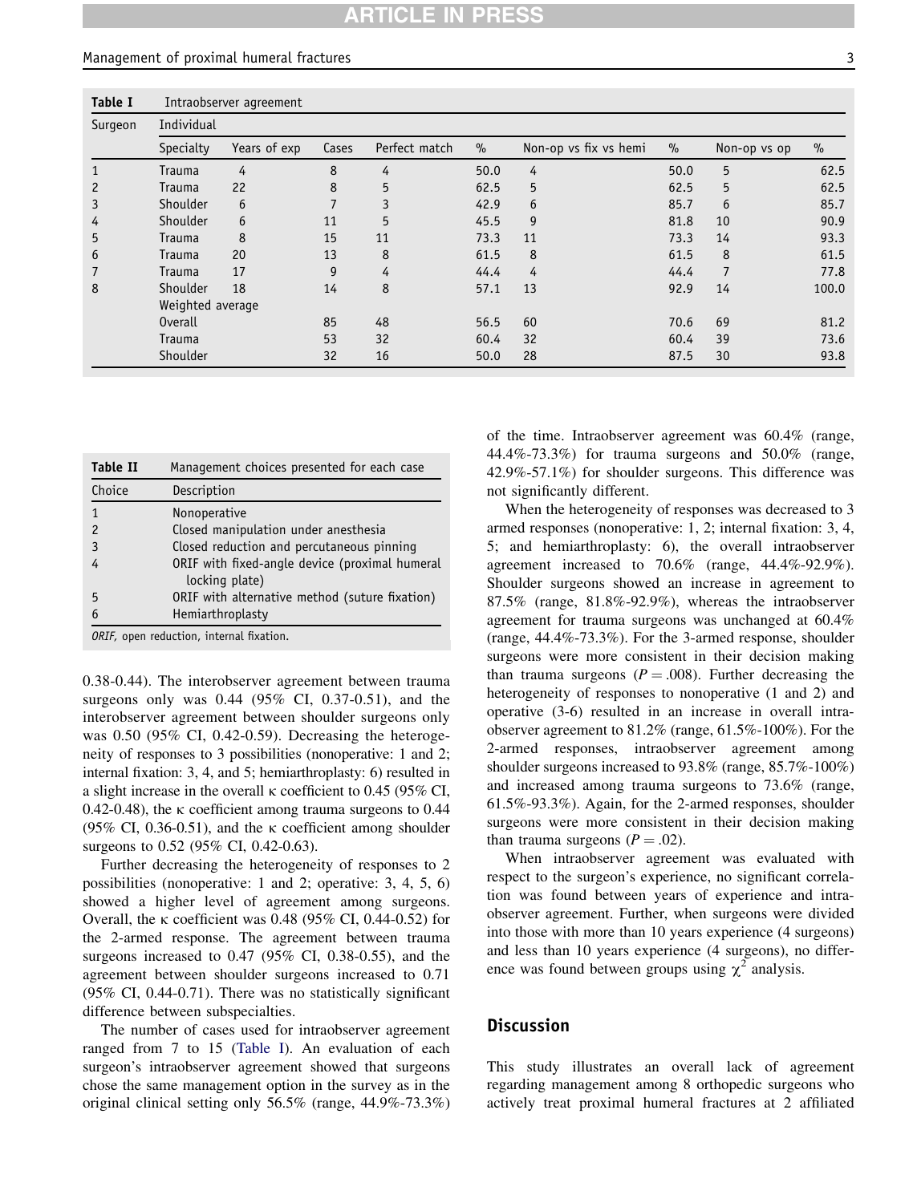**Table I** Intraobserver agreement

| Surgeon | Individual | | | | | | | | |
|---|---|---|---|---|---|---|---|---|---|
| | Specialty | Years of exp | Cases | Perfect match | % | Non-op vs fix vs hemi | % | Non-op vs op | % |
| 1 | Trauma | 4 | 8 | 4 | 50.0 | 4 | 50.0 | 5 | 62.5 |
| 2 | Trauma | 22 | 8 | 5 | 62.5 | 5 | 62.5 | 5 | 62.5 |
| 3 | Shoulder | 6 | 7 | 3 | 42.9 | 6 | 85.7 | 6 | 85.7 |
| 4 | Shoulder | 6 | 11 | 5 | 45.5 | 9 | 81.8 | 10 | 90.9 |
| 5 | Trauma | 8 | 15 | 11 | 73.3 | 11 | 73.3 | 14 | 93.3 |
| 6 | Trauma | 20 | 13 | 8 | 61.5 | 8 | 61.5 | 8 | 61.5 |
| 7 | Trauma | 17 | 9 | 4 | 44.4 | 4 | 44.4 | 7 | 77.8 |
| 8 | Shoulder | 18 | 14 | 8 | 57.1 | 13 | 92.9 | 14 | 100.0 |
| | Weighted average | | | | | | | | |
| | Overall | | 85 | 48 | 56.5 | 60 | 70.6 | 69 | 81.2 |
| | Trauma | | 53 | 32 | 60.4 | 32 | 60.4 | 39 | 73.6 |
| | Shoulder | | 32 | 16 | 50.0 | 28 | 87.5 | 30 | 93.8 |

**Table II** Management choices presented for each case

| Choice | Description |
|---|---|
| 1 | Nonoperative |
| 2 | Closed manipulation under anesthesia |
| 3 | Closed reduction and percutaneous pinning |
| 4 | ORIF with fixed-angle device (proximal humeral locking plate) |
| 5 | ORIF with alternative method (suture fixation) |
| 6 | Hemiarthroplasty |

*ORIF,* open reduction, internal fixation.

0.38-0.44). The interobserver agreement between trauma surgeons only was 0.44 (95% CI, 0.37-0.51), and the interobserver agreement between shoulder surgeons only was 0.50 (95% CI, 0.42-0.59). Decreasing the heterogeneity of responses to 3 possibilities (nonoperative: 1 and 2; internal fixation: 3, 4, and 5; hemiarthroplasty: 6) resulted in a slight increase in the overall κ coefficient to 0.45 (95% CI, 0.42-0.48), the κ coefficient among trauma surgeons to 0.44 (95% CI, 0.36-0.51), and the κ coefficient among shoulder surgeons to 0.52 (95% CI, 0.42-0.63).

Further decreasing the heterogeneity of responses to 2 possibilities (nonoperative: 1 and 2; operative: 3, 4, 5, 6) showed a higher level of agreement among surgeons. Overall, the κ coefficient was 0.48 (95% CI, 0.44-0.52) for the 2-armed response. The agreement between trauma surgeons increased to 0.47 (95% CI, 0.38-0.55), and the agreement between shoulder surgeons increased to 0.71 (95% CI, 0.44-0.71). There was no statistically significant difference between subspecialties.

The number of cases used for intraobserver agreement ranged from 7 to 15 (Table I). An evaluation of each surgeon's intraobserver agreement showed that surgeons chose the same management option in the survey as in the original clinical setting only 56.5% (range, 44.9%-73.3%) of the time. Intraobserver agreement was 60.4% (range, 44.4%-73.3%) for trauma surgeons and 50.0% (range, 42.9%-57.1%) for shoulder surgeons. This difference was not significantly different.

When the heterogeneity of responses was decreased to 3 armed responses (nonoperative: 1, 2; internal fixation: 3, 4, 5; and hemiarthroplasty: 6), the overall intraobserver agreement increased to 70.6% (range, 44.4%-92.9%). Shoulder surgeons showed an increase in agreement to 87.5% (range, 81.8%-92.9%), whereas the intraobserver agreement for trauma surgeons was unchanged at 60.4% (range, 44.4%-73.3%). For the 3-armed response, shoulder surgeons were more consistent in their decision making than trauma surgeons ($P = .008$). Further decreasing the heterogeneity of responses to nonoperative (1 and 2) and operative (3-6) resulted in an increase in overall intraobserver agreement to 81.2% (range, 61.5%-100%). For the 2-armed responses, intraobserver agreement among shoulder surgeons increased to 93.8% (range, 85.7%-100%) and increased among trauma surgeons to 73.6% (range, 61.5%-93.3%). Again, for the 2-armed responses, shoulder surgeons were more consistent in their decision making than trauma surgeons ($P = .02$).

When intraobserver agreement was evaluated with respect to the surgeon's experience, no significant correlation was found between years of experience and intraobserver agreement. Further, when surgeons were divided into those with more than 10 years experience (4 surgeons) and less than 10 years experience (4 surgeons), no difference was found between groups using $\chi^2$ analysis.

## Discussion

This study illustrates an overall lack of agreement regarding management among 8 orthopedic surgeons who actively treat proximal humeral fractures at 2 affiliated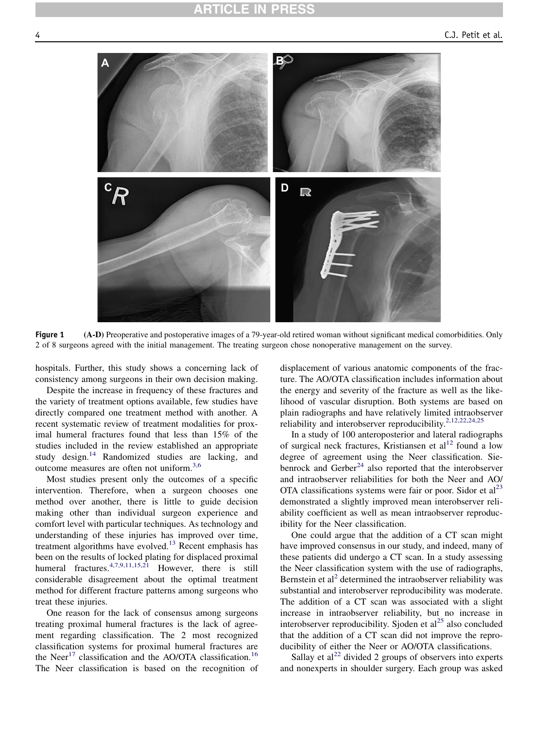**Figure 1** (A-D) Preoperative and postoperative images of a 79-year-old retired woman without significant medical comorbidities. Only 2 of 8 surgeons agreed with the initial management. The treating surgeon chose nonoperative management on the survey.

hospitals. Further, this study shows a concerning lack of consistency among surgeons in their own decision making.

Despite the increase in frequency of these fractures and the variety of treatment options available, few studies have directly compared one treatment method with another. A recent systematic review of treatment modalities for proximal humeral fractures found that less than 15% of the studies included in the review established an appropriate study design.[14] Randomized studies are lacking, and outcome measures are often not uniform.[3,6]

Most studies present only the outcomes of a specific intervention. Therefore, when a surgeon chooses one method over another, there is little to guide decision making other than individual surgeon experience and comfort level with particular techniques. As technology and understanding of these injuries has improved over time, treatment algorithms have evolved.[13] Recent emphasis has been on the results of locked plating for displaced proximal humeral fractures.[4,7,9,11,15,21] However, there is still considerable disagreement about the optimal treatment method for different fracture patterns among surgeons who treat these injuries.

One reason for the lack of consensus among surgeons treating proximal humeral fractures is the lack of agreement regarding classification. The 2 most recognized classification systems for proximal humeral fractures are the Neer[17] classification and the AO/OTA classification.[16] The Neer classification is based on the recognition of displacement of various anatomic components of the fracture. The AO/OTA classification includes information about the energy and severity of the fracture as well as the likelihood of vascular disruption. Both systems are based on plain radiographs and have relatively limited intraobserver reliability and interobserver reproducibility.[2,12,22,24,25]

In a study of 100 anteroposterior and lateral radiographs of surgical neck fractures, Kristiansen et al[12] found a low degree of agreement using the Neer classification. Siebenrock and Gerber[24] also reported that the interobserver and intraobserver reliabilities for both the Neer and AO/OTA classifications systems were fair or poor. Sidor et al[23] demonstrated a slightly improved mean interobserver reliability coefficient as well as mean intraobserver reproducibility for the Neer classification.

One could argue that the addition of a CT scan might have improved consensus in our study, and indeed, many of these patients did undergo a CT scan. In a study assessing the Neer classification system with the use of radiographs, Bernstein et al[2] determined the intraobserver reliability was substantial and interobserver reproducibility was moderate. The addition of a CT scan was associated with a slight increase in intraobserver reliability, but no increase in interobserver reproducibility. Sjoden et al[25] also concluded that the addition of a CT scan did not improve the reproducibility of either the Neer or AO/OTA classifications.

Sallay et al[22] divided 2 groups of observers into experts and nonexperts in shoulder surgery. Each group was asked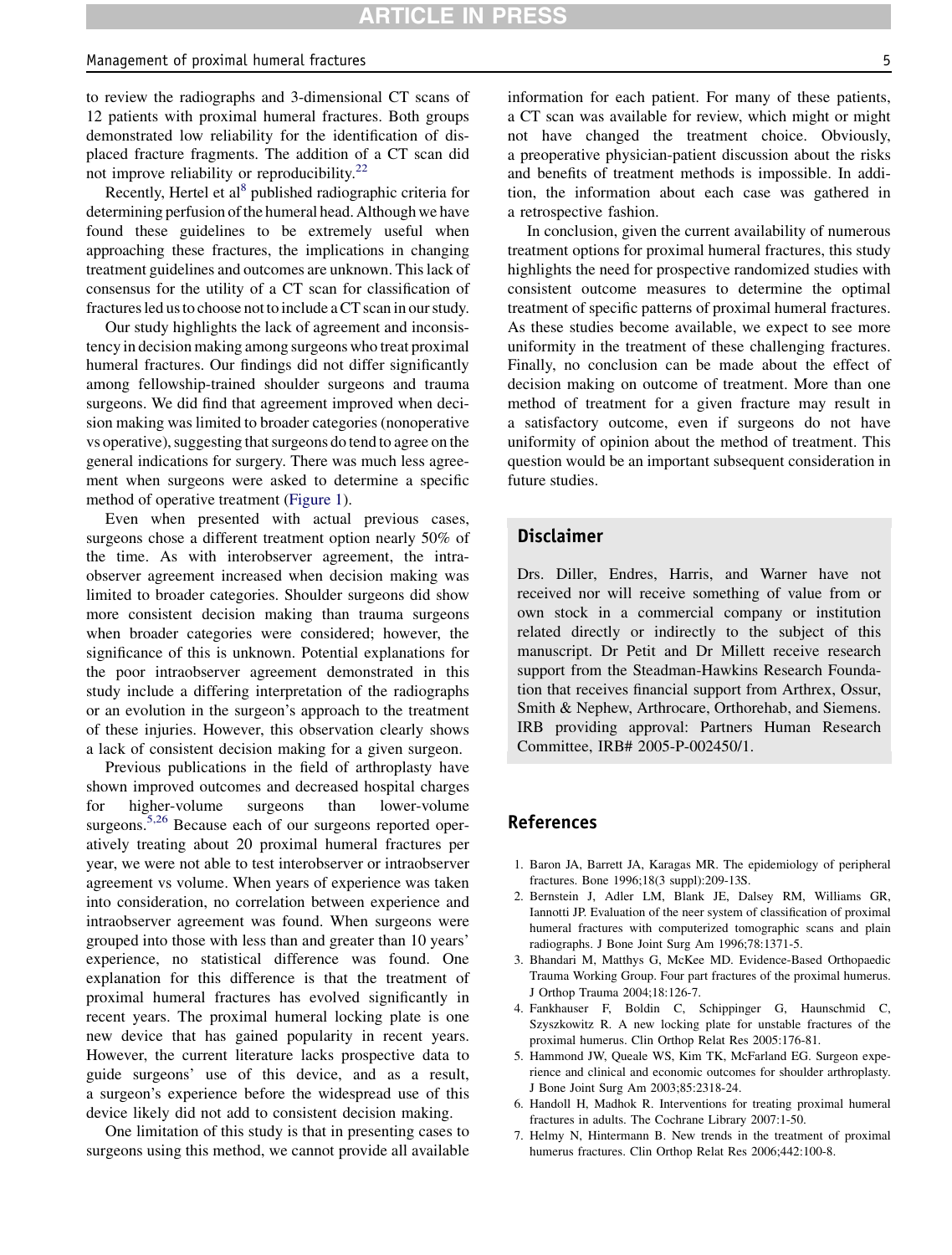to review the radiographs and 3-dimensional CT scans of 12 patients with proximal humeral fractures. Both groups demonstrated low reliability for the identification of displaced fracture fragments. The addition of a CT scan did not improve reliability or reproducibility.[22]

Recently, Hertel et al[8] published radiographic criteria for determining perfusion of the humeral head. Although we have found these guidelines to be extremely useful when approaching these fractures, the implications in changing treatment guidelines and outcomes are unknown. This lack of consensus for the utility of a CT scan for classification of fractures led us to choose not to include a CT scan in our study.

Our study highlights the lack of agreement and inconsistency in decision making among surgeons who treat proximal humeral fractures. Our findings did not differ significantly among fellowship-trained shoulder surgeons and trauma surgeons. We did find that agreement improved when decision making was limited to broader categories (nonoperative vs operative), suggesting that surgeons do tend to agree on the general indications for surgery. There was much less agreement when surgeons were asked to determine a specific method of operative treatment (Figure 1).

Even when presented with actual previous cases, surgeons chose a different treatment option nearly 50% of the time. As with interobserver agreement, the intraobserver agreement increased when decision making was limited to broader categories. Shoulder surgeons did show more consistent decision making than trauma surgeons when broader categories were considered; however, the significance of this is unknown. Potential explanations for the poor intraobserver agreement demonstrated in this study include a differing interpretation of the radiographs or an evolution in the surgeon's approach to the treatment of these injuries. However, this observation clearly shows a lack of consistent decision making for a given surgeon.

Previous publications in the field of arthroplasty have shown improved outcomes and decreased hospital charges for higher-volume surgeons than lower-volume surgeons.[5,26] Because each of our surgeons reported operatively treating about 20 proximal humeral fractures per year, we were not able to test interobserver or intraobserver agreement vs volume. When years of experience was taken into consideration, no correlation between experience and intraobserver agreement was found. When surgeons were grouped into those with less than and greater than 10 years' experience, no statistical difference was found. One explanation for this difference is that the treatment of proximal humeral fractures has evolved significantly in recent years. The proximal humeral locking plate is one new device that has gained popularity in recent years. However, the current literature lacks prospective data to guide surgeons' use of this device, and as a result, a surgeon's experience before the widespread use of this device likely did not add to consistent decision making.

One limitation of this study is that in presenting cases to surgeons using this method, we cannot provide all available information for each patient. For many of these patients, a CT scan was available for review, which might or might not have changed the treatment choice. Obviously, a preoperative physician-patient discussion about the risks and benefits of treatment methods is impossible. In addition, the information about each case was gathered in a retrospective fashion.

In conclusion, given the current availability of numerous treatment options for proximal humeral fractures, this study highlights the need for prospective randomized studies with consistent outcome measures to determine the optimal treatment of specific patterns of proximal humeral fractures. As these studies become available, we expect to see more uniformity in the treatment of these challenging fractures. Finally, no conclusion can be made about the effect of decision making on outcome of treatment. More than one method of treatment for a given fracture may result in a satisfactory outcome, even if surgeons do not have uniformity of opinion about the method of treatment. This question would be an important subsequent consideration in future studies.

## Disclaimer

Drs. Diller, Endres, Harris, and Warner have not received nor will receive something of value from or own stock in a commercial company or institution related directly or indirectly to the subject of this manuscript. Dr Petit and Dr Millett receive research support from the Steadman-Hawkins Research Foundation that receives financial support from Arthrex, Ossur, Smith & Nephew, Arthrocare, Orthorehab, and Siemens. IRB providing approval: Partners Human Research Committee, IRB# 2005-P-002450/1.

## References

1. Baron JA, Barrett JA, Karagas MR. The epidemiology of peripheral fractures. Bone 1996;18(3 suppl):209-13S.
2. Bernstein J, Adler LM, Blank JE, Dalsey RM, Williams GR, Iannotti JP. Evaluation of the neer system of classification of proximal humeral fractures with computerized tomographic scans and plain radiographs. J Bone Joint Surg Am 1996;78:1371-5.
3. Bhandari M, Matthys G, McKee MD. Evidence-Based Orthopaedic Trauma Working Group. Four part fractures of the proximal humerus. J Orthop Trauma 2004;18:126-7.
4. Fankhauser F, Boldin C, Schippinger G, Haunschmid C, Szyszkowitz R. A new locking plate for unstable fractures of the proximal humerus. Clin Orthop Relat Res 2005:176-81.
5. Hammond JW, Queale WS, Kim TK, McFarland EG. Surgeon experience and clinical and economic outcomes for shoulder arthroplasty. J Bone Joint Surg Am 2003;85:2318-24.
6. Handoll H, Madhok R. Interventions for treating proximal humeral fractures in adults. The Cochrane Library 2007:1-50.
7. Helmy N, Hintermann B. New trends in the treatment of proximal humerus fractures. Clin Orthop Relat Res 2006;442:100-8.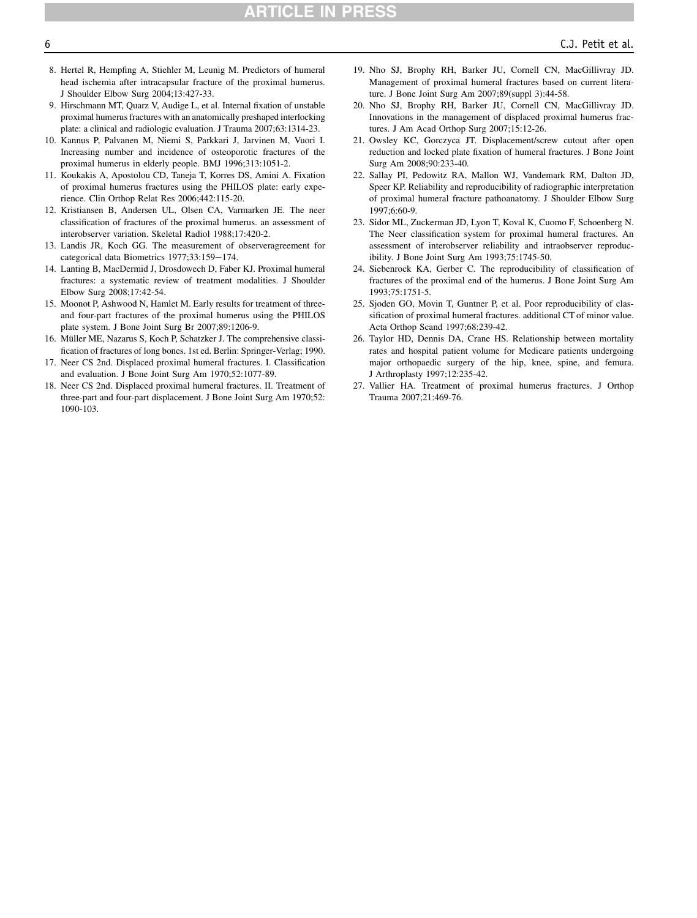8. Hertel R, Hempfing A, Stiehler M, Leunig M. Predictors of humeral head ischemia after intracapsular fracture of the proximal humerus. J Shoulder Elbow Surg 2004;13:427-33.
9. Hirschmann MT, Quarz V, Audige L, et al. Internal fixation of unstable proximal humerus fractures with an anatomically preshaped interlocking plate: a clinical and radiologic evaluation. J Trauma 2007;63:1314-23.
10. Kannus P, Palvanen M, Niemi S, Parkkari J, Jarvinen M, Vuori I. Increasing number and incidence of osteoporotic fractures of the proximal humerus in elderly people. BMJ 1996;313:1051-2.
11. Koukakis A, Apostolou CD, Taneja T, Korres DS, Amini A. Fixation of proximal humerus fractures using the PHILOS plate: early experience. Clin Orthop Relat Res 2006;442:115-20.
12. Kristiansen B, Andersen UL, Olsen CA, Varmarken JE. The neer classification of fractures of the proximal humerus. an assessment of interobserver variation. Skeletal Radiol 1988;17:420-2.
13. Landis JR, Koch GG. The measurement of observeragreement for categorical data Biometrics 1977;33:159−174.
14. Lanting B, MacDermid J, Drosdowech D, Faber KJ. Proximal humeral fractures: a systematic review of treatment modalities. J Shoulder Elbow Surg 2008;17:42-54.
15. Moonot P, Ashwood N, Hamlet M. Early results for treatment of three- and four-part fractures of the proximal humerus using the PHILOS plate system. J Bone Joint Surg Br 2007;89:1206-9.
16. Müller ME, Nazarus S, Koch P, Schatzker J. The comprehensive classification of fractures of long bones. 1st ed. Berlin: Springer-Verlag; 1990.
17. Neer CS 2nd. Displaced proximal humeral fractures. I. Classification and evaluation. J Bone Joint Surg Am 1970;52:1077-89.
18. Neer CS 2nd. Displaced proximal humeral fractures. II. Treatment of three-part and four-part displacement. J Bone Joint Surg Am 1970;52:1090-103.
19. Nho SJ, Brophy RH, Barker JU, Cornell CN, MacGillivray JD. Management of proximal humeral fractures based on current literature. J Bone Joint Surg Am 2007;89(suppl 3):44-58.
20. Nho SJ, Brophy RH, Barker JU, Cornell CN, MacGillivray JD. Innovations in the management of displaced proximal humerus fractures. J Am Acad Orthop Surg 2007;15:12-26.
21. Owsley KC, Gorczyca JT. Displacement/screw cutout after open reduction and locked plate fixation of humeral fractures. J Bone Joint Surg Am 2008;90:233-40.
22. Sallay PI, Pedowitz RA, Mallon WJ, Vandemark RM, Dalton JD, Speer KP. Reliability and reproducibility of radiographic interpretation of proximal humeral fracture pathoanatomy. J Shoulder Elbow Surg 1997;6:60-9.
23. Sidor ML, Zuckerman JD, Lyon T, Koval K, Cuomo F, Schoenberg N. The Neer classification system for proximal humeral fractures. An assessment of interobserver reliability and intraobserver reproducibility. J Bone Joint Surg Am 1993;75:1745-50.
24. Siebenrock KA, Gerber C. The reproducibility of classification of fractures of the proximal end of the humerus. J Bone Joint Surg Am 1993;75:1751-5.
25. Sjoden GO, Movin T, Guntner P, et al. Poor reproducibility of classification of proximal humeral fractures. additional CT of minor value. Acta Orthop Scand 1997;68:239-42.
26. Taylor HD, Dennis DA, Crane HS. Relationship between mortality rates and hospital patient volume for Medicare patients undergoing major orthopaedic surgery of the hip, knee, spine, and femura. J Arthroplasty 1997;12:235-42.
27. Vallier HA. Treatment of proximal humerus fractures. J Orthop Trauma 2007;21:469-76.